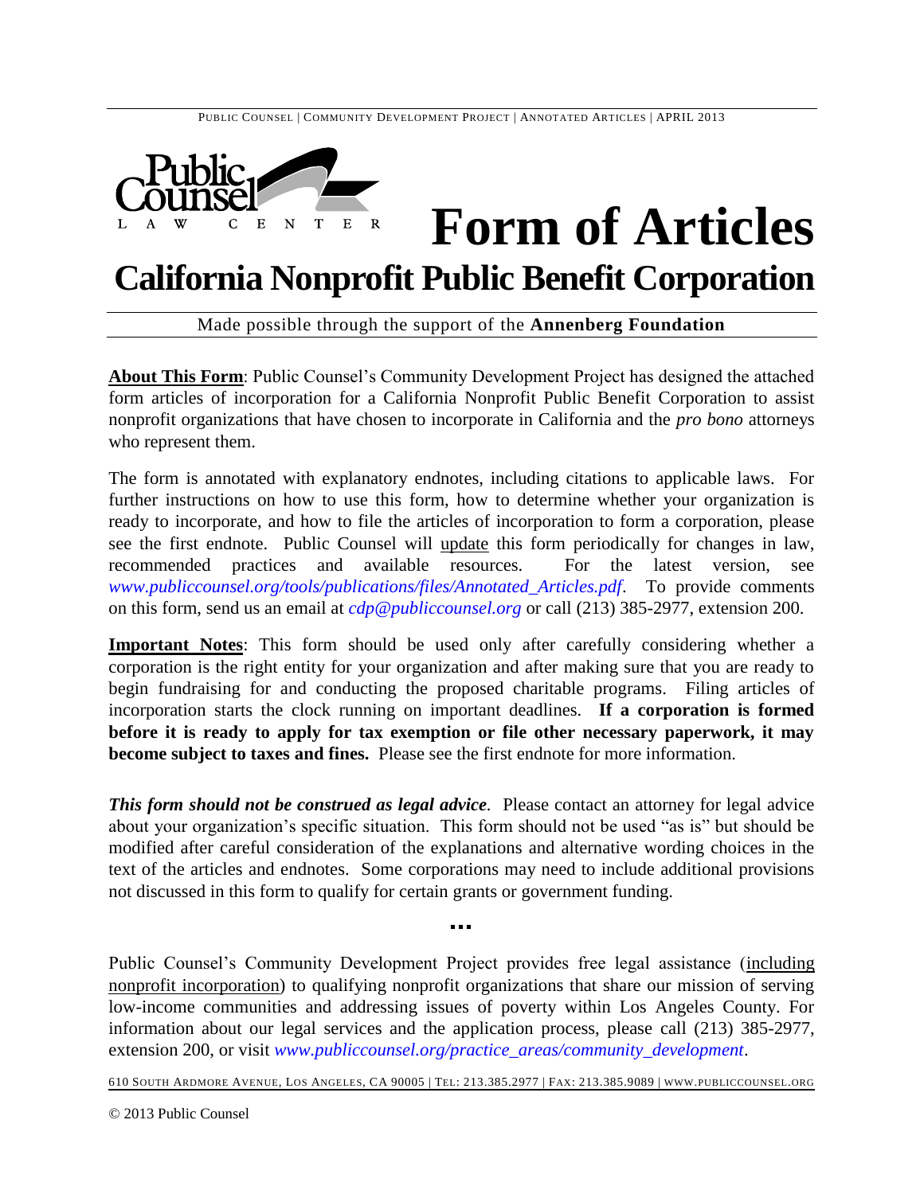Public Counsel Law Center

# Form of Articles

## California Nonprofit Public Benefit Corporation

Made possible through the support of the **Annenberg Foundation**

**About This Form**: Public Counsel's Community Development Project has designed the attached form articles of incorporation for a California Nonprofit Public Benefit Corporation to assist nonprofit organizations that have chosen to incorporate in California and the *pro bono* attorneys who represent them.

The form is annotated with explanatory endnotes, including citations to applicable laws. For further instructions on how to use this form, how to determine whether your organization is ready to incorporate, and how to file the articles of incorporation to form a corporation, please see the first endnote. Public Counsel will update this form periodically for changes in law, recommended practices and available resources. For the latest version, see *www.publiccounsel.org/tools/publications/files/Annotated_Articles.pdf*. To provide comments on this form, send us an email at *cdp@publiccounsel.org* or call (213) 385-2977, extension 200.

**Important Notes**: This form should be used only after carefully considering whether a corporation is the right entity for your organization and after making sure that you are ready to begin fundraising for and conducting the proposed charitable programs. Filing articles of incorporation starts the clock running on important deadlines. **If a corporation is formed before it is ready to apply for tax exemption or file other necessary paperwork, it may become subject to taxes and fines.** Please see the first endnote for more information.

***This form should not be construed as legal advice***. Please contact an attorney for legal advice about your organization's specific situation. This form should not be used "as is" but should be modified after careful consideration of the explanations and alternative wording choices in the text of the articles and endnotes. Some corporations may need to include additional provisions not discussed in this form to qualify for certain grants or government funding.

...

Public Counsel's Community Development Project provides free legal assistance (including nonprofit incorporation) to qualifying nonprofit organizations that share our mission of serving low-income communities and addressing issues of poverty within Los Angeles County. For information about our legal services and the application process, please call (213) 385-2977, extension 200, or visit *www.publiccounsel.org/practice_areas/community_development*.

610 South Ardmore Avenue, Los Angeles, CA 90005 | Tel: 213.385.2977 | Fax: 213.385.9089 | www.publiccounsel.org

© 2013 Public Counsel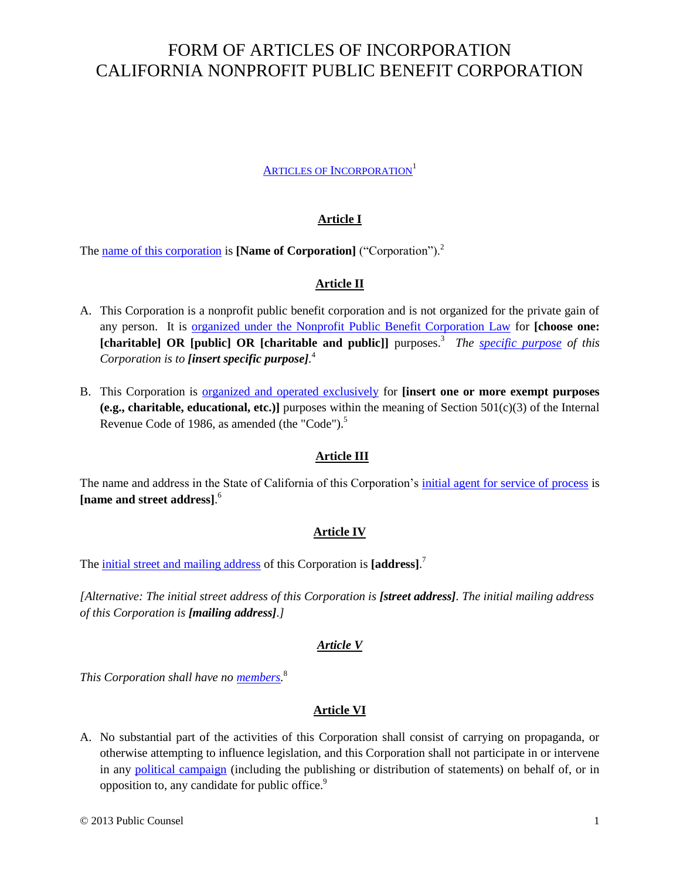# FORM OF ARTICLES OF INCORPORATION
# CALIFORNIA NONPROFIT PUBLIC BENEFIT CORPORATION

ARTICLES OF INCORPORATION[1]

### Article I

The name of this corporation is **[Name of Corporation]** ("Corporation").[2]

### Article II

A. This Corporation is a nonprofit public benefit corporation and is not organized for the private gain of any person. It is organized under the Nonprofit Public Benefit Corporation Law for **[choose one: [charitable] OR [public] OR [charitable and public]]** purposes.[3] *The specific purpose of this Corporation is to* ***[insert specific purpose]***.[4]

B. This Corporation is organized and operated exclusively for **[insert one or more exempt purposes (e.g., charitable, educational, etc.)]** purposes within the meaning of Section 501(c)(3) of the Internal Revenue Code of 1986, as amended (the "Code").[5]

### Article III

The name and address in the State of California of this Corporation's initial agent for service of process is **[name and street address]**.[6]

### Article IV

The initial street and mailing address of this Corporation is **[address]**.[7]

*[Alternative: The initial street address of this Corporation is* ***[street address]****. The initial mailing address of this Corporation is* ***[mailing address]****.]*

### *Article V*

*This Corporation shall have no members.*[8]

### Article VI

A. No substantial part of the activities of this Corporation shall consist of carrying on propaganda, or otherwise attempting to influence legislation, and this Corporation shall not participate in or intervene in any political campaign (including the publishing or distribution of statements) on behalf of, or in opposition to, any candidate for public office.[9]

© 2013 Public Counsel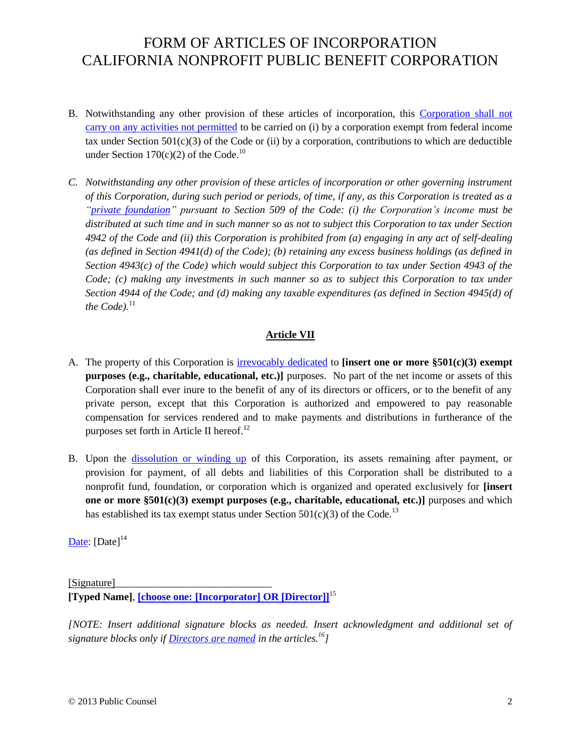B. Notwithstanding any other provision of these articles of incorporation, this Corporation shall not carry on any activities not permitted to be carried on (i) by a corporation exempt from federal income tax under Section 501(c)(3) of the Code or (ii) by a corporation, contributions to which are deductible under Section 170(c)(2) of the Code.[10]

*C. Notwithstanding any other provision of these articles of incorporation or other governing instrument of this Corporation, during such period or periods, of time, if any, as this Corporation is treated as a "private foundation" pursuant to Section 509 of the Code: (i) the Corporation's income must be distributed at such time and in such manner so as not to subject this Corporation to tax under Section 4942 of the Code and (ii) this Corporation is prohibited from (a) engaging in any act of self-dealing (as defined in Section 4941(d) of the Code); (b) retaining any excess business holdings (as defined in Section 4943(c) of the Code) which would subject this Corporation to tax under Section 4943 of the Code; (c) making any investments in such manner so as to subject this Corporation to tax under Section 4944 of the Code; and (d) making any taxable expenditures (as defined in Section 4945(d) of the Code).*[11]

## Article VII

A. The property of this Corporation is irrevocably dedicated to **[insert one or more §501(c)(3) exempt purposes (e.g., charitable, educational, etc.)]** purposes. No part of the net income or assets of this Corporation shall ever inure to the benefit of any of its directors or officers, or to the benefit of any private person, except that this Corporation is authorized and empowered to pay reasonable compensation for services rendered and to make payments and distributions in furtherance of the purposes set forth in Article II hereof.[12]

B. Upon the dissolution or winding up of this Corporation, its assets remaining after payment, or provision for payment, of all debts and liabilities of this Corporation shall be distributed to a nonprofit fund, foundation, or corporation which is organized and operated exclusively for **[insert one or more §501(c)(3) exempt purposes (e.g., charitable, educational, etc.)]** purposes and which has established its tax exempt status under Section 501(c)(3) of the Code.[13]

Date: [Date][14]

[Signature]_____________________________
**[Typed Name]**, **[choose one: [Incorporator] OR [Director]]**[15]

*[NOTE: Insert additional signature blocks as needed. Insert acknowledgment and additional set of signature blocks only if Directors are named in the articles.[16]]*

© 2013 Public Counsel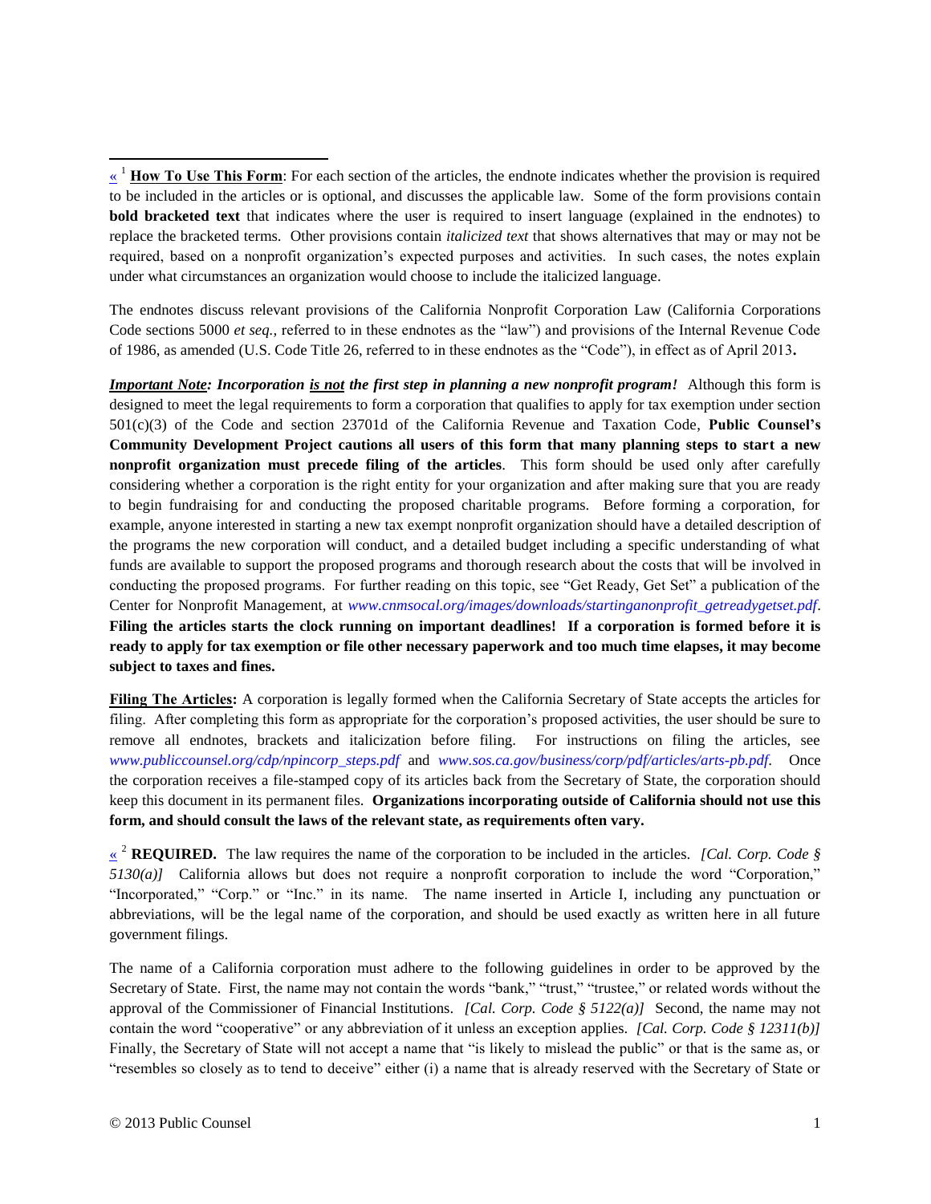« [1] **How To Use This Form**: For each section of the articles, the endnote indicates whether the provision is required to be included in the articles or is optional, and discusses the applicable law. Some of the form provisions contain **bold bracketed text** that indicates where the user is required to insert language (explained in the endnotes) to replace the bracketed terms. Other provisions contain *italicized text* that shows alternatives that may or may not be required, based on a nonprofit organization's expected purposes and activities. In such cases, the notes explain under what circumstances an organization would choose to include the italicized language.

The endnotes discuss relevant provisions of the California Nonprofit Corporation Law (California Corporations Code sections 5000 *et seq.,* referred to in these endnotes as the "law") and provisions of the Internal Revenue Code of 1986, as amended (U.S. Code Title 26, referred to in these endnotes as the "Code"), in effect as of April 2013**.**

***Important Note: Incorporation is not the first step in planning a new nonprofit program!*** Although this form is designed to meet the legal requirements to form a corporation that qualifies to apply for tax exemption under section 501(c)(3) of the Code and section 23701d of the California Revenue and Taxation Code, **Public Counsel's Community Development Project cautions all users of this form that many planning steps to start a new nonprofit organization must precede filing of the articles**. This form should be used only after carefully considering whether a corporation is the right entity for your organization and after making sure that you are ready to begin fundraising for and conducting the proposed charitable programs. Before forming a corporation, for example, anyone interested in starting a new tax exempt nonprofit organization should have a detailed description of the programs the new corporation will conduct, and a detailed budget including a specific understanding of what funds are available to support the proposed programs and thorough research about the costs that will be involved in conducting the proposed programs. For further reading on this topic, see "Get Ready, Get Set" a publication of the Center for Nonprofit Management, at *www.cnmsocal.org/images/downloads/startinganonprofit_getreadygetset.pdf*. **Filing the articles starts the clock running on important deadlines! If a corporation is formed before it is ready to apply for tax exemption or file other necessary paperwork and too much time elapses, it may become subject to taxes and fines.**

**Filing The Articles:** A corporation is legally formed when the California Secretary of State accepts the articles for filing. After completing this form as appropriate for the corporation's proposed activities, the user should be sure to remove all endnotes, brackets and italicization before filing. For instructions on filing the articles, see *www.publiccounsel.org/cdp/npincorp_steps.pdf* and *www.sos.ca.gov/business/corp/pdf/articles/arts-pb.pdf*. Once the corporation receives a file-stamped copy of its articles back from the Secretary of State, the corporation should keep this document in its permanent files. **Organizations incorporating outside of California should not use this form, and should consult the laws of the relevant state, as requirements often vary.**

« [2] **REQUIRED.** The law requires the name of the corporation to be included in the articles. *[Cal. Corp. Code § 5130(a)]* California allows but does not require a nonprofit corporation to include the word "Corporation," "Incorporated," "Corp." or "Inc." in its name. The name inserted in Article I, including any punctuation or abbreviations, will be the legal name of the corporation, and should be used exactly as written here in all future government filings.

The name of a California corporation must adhere to the following guidelines in order to be approved by the Secretary of State. First, the name may not contain the words "bank," "trust," "trustee," or related words without the approval of the Commissioner of Financial Institutions. *[Cal. Corp. Code § 5122(a)]* Second, the name may not contain the word "cooperative" or any abbreviation of it unless an exception applies. *[Cal. Corp. Code § 12311(b)]* Finally, the Secretary of State will not accept a name that "is likely to mislead the public" or that is the same as, or "resembles so closely as to tend to deceive" either (i) a name that is already reserved with the Secretary of State or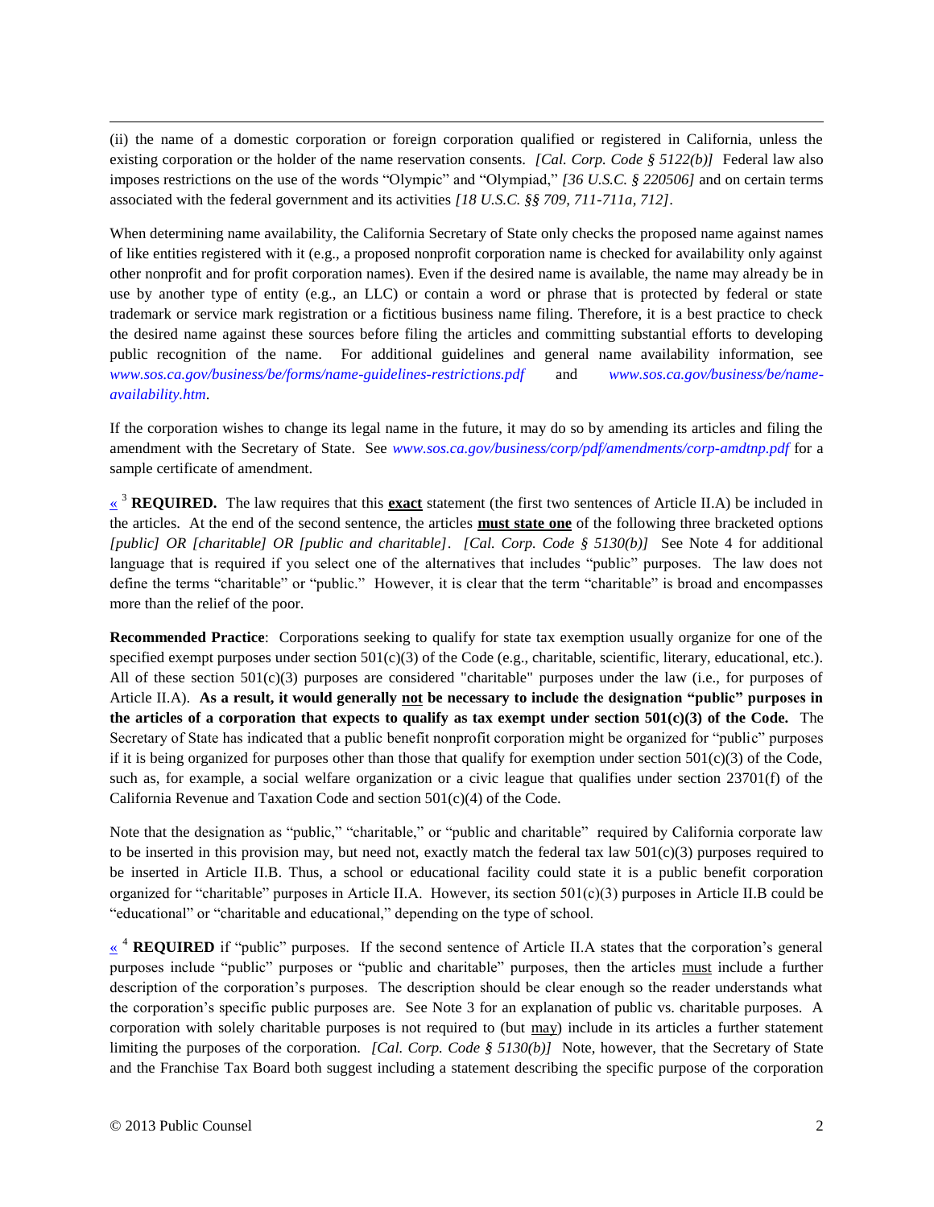(ii) the name of a domestic corporation or foreign corporation qualified or registered in California, unless the existing corporation or the holder of the name reservation consents. *[Cal. Corp. Code § 5122(b)]* Federal law also imposes restrictions on the use of the words "Olympic" and "Olympiad," *[36 U.S.C. § 220506]* and on certain terms associated with the federal government and its activities *[18 U.S.C. §§ 709, 711-711a, 712]*.

When determining name availability, the California Secretary of State only checks the proposed name against names of like entities registered with it (e.g., a proposed nonprofit corporation name is checked for availability only against other nonprofit and for profit corporation names). Even if the desired name is available, the name may already be in use by another type of entity (e.g., an LLC) or contain a word or phrase that is protected by federal or state trademark or service mark registration or a fictitious business name filing. Therefore, it is a best practice to check the desired name against these sources before filing the articles and committing substantial efforts to developing public recognition of the name. For additional guidelines and general name availability information, see *www.sos.ca.gov/business/be/forms/name-guidelines-restrictions.pdf* and *www.sos.ca.gov/business/be/name-availability.htm*.

If the corporation wishes to change its legal name in the future, it may do so by amending its articles and filing the amendment with the Secretary of State. See *www.sos.ca.gov/business/corp/pdf/amendments/corp-amdtnp.pdf* for a sample certificate of amendment.

« [3] **REQUIRED.** The law requires that this **exact** statement (the first two sentences of Article II.A) be included in the articles. At the end of the second sentence, the articles **must state one** of the following three bracketed options *[public] OR [charitable] OR [public and charitable]*. *[Cal. Corp. Code § 5130(b)]* See Note 4 for additional language that is required if you select one of the alternatives that includes "public" purposes. The law does not define the terms "charitable" or "public." However, it is clear that the term "charitable" is broad and encompasses more than the relief of the poor.

**Recommended Practice**: Corporations seeking to qualify for state tax exemption usually organize for one of the specified exempt purposes under section 501(c)(3) of the Code (e.g., charitable, scientific, literary, educational, etc.). All of these section 501(c)(3) purposes are considered "charitable" purposes under the law (i.e., for purposes of Article II.A). **As a result, it would generally not be necessary to include the designation "public" purposes in the articles of a corporation that expects to qualify as tax exempt under section 501(c)(3) of the Code.** The Secretary of State has indicated that a public benefit nonprofit corporation might be organized for "public" purposes if it is being organized for purposes other than those that qualify for exemption under section 501(c)(3) of the Code, such as, for example, a social welfare organization or a civic league that qualifies under section 23701(f) of the California Revenue and Taxation Code and section 501(c)(4) of the Code.

Note that the designation as "public," "charitable," or "public and charitable" required by California corporate law to be inserted in this provision may, but need not, exactly match the federal tax law 501(c)(3) purposes required to be inserted in Article II.B. Thus, a school or educational facility could state it is a public benefit corporation organized for "charitable" purposes in Article II.A. However, its section 501(c)(3) purposes in Article II.B could be "educational" or "charitable and educational," depending on the type of school.

« [4] **REQUIRED** if "public" purposes. If the second sentence of Article II.A states that the corporation's general purposes include "public" purposes or "public and charitable" purposes, then the articles must include a further description of the corporation's purposes. The description should be clear enough so the reader understands what the corporation's specific public purposes are. See Note 3 for an explanation of public vs. charitable purposes. A corporation with solely charitable purposes is not required to (but may) include in its articles a further statement limiting the purposes of the corporation. *[Cal. Corp. Code § 5130(b)]* Note, however, that the Secretary of State and the Franchise Tax Board both suggest including a statement describing the specific purpose of the corporation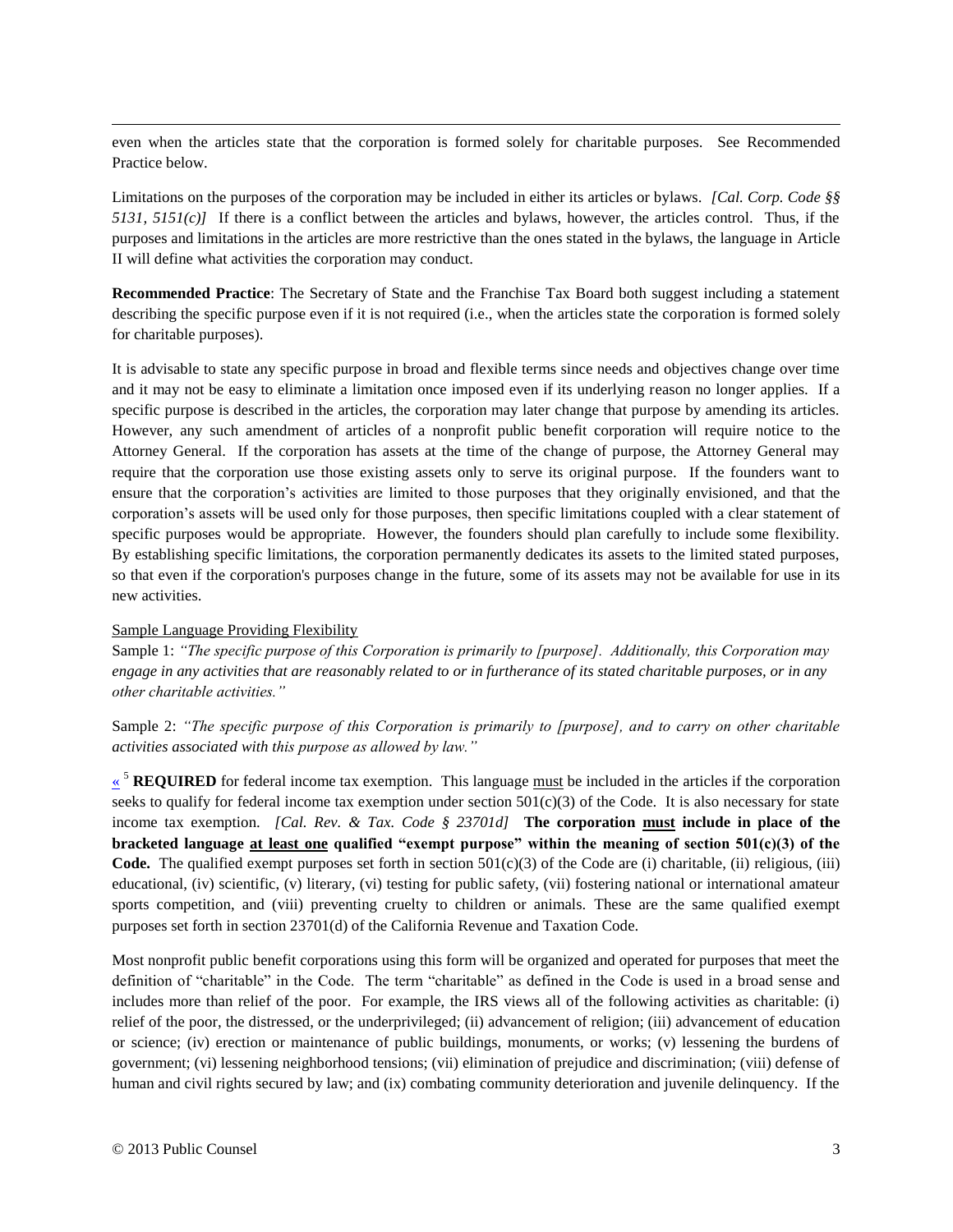even when the articles state that the corporation is formed solely for charitable purposes. See Recommended Practice below.

Limitations on the purposes of the corporation may be included in either its articles or bylaws. *[Cal. Corp. Code §§ 5131, 5151(c)]* If there is a conflict between the articles and bylaws, however, the articles control. Thus, if the purposes and limitations in the articles are more restrictive than the ones stated in the bylaws, the language in Article II will define what activities the corporation may conduct.

**Recommended Practice**: The Secretary of State and the Franchise Tax Board both suggest including a statement describing the specific purpose even if it is not required (i.e., when the articles state the corporation is formed solely for charitable purposes).

It is advisable to state any specific purpose in broad and flexible terms since needs and objectives change over time and it may not be easy to eliminate a limitation once imposed even if its underlying reason no longer applies. If a specific purpose is described in the articles, the corporation may later change that purpose by amending its articles. However, any such amendment of articles of a nonprofit public benefit corporation will require notice to the Attorney General. If the corporation has assets at the time of the change of purpose, the Attorney General may require that the corporation use those existing assets only to serve its original purpose. If the founders want to ensure that the corporation's activities are limited to those purposes that they originally envisioned, and that the corporation's assets will be used only for those purposes, then specific limitations coupled with a clear statement of specific purposes would be appropriate. However, the founders should plan carefully to include some flexibility. By establishing specific limitations, the corporation permanently dedicates its assets to the limited stated purposes, so that even if the corporation's purposes change in the future, some of its assets may not be available for use in its new activities.

Sample Language Providing Flexibility

Sample 1: *"The specific purpose of this Corporation is primarily to [purpose]. Additionally, this Corporation may engage in any activities that are reasonably related to or in furtherance of its stated charitable purposes, or in any other charitable activities."*

Sample 2: *"The specific purpose of this Corporation is primarily to [purpose], and to carry on other charitable activities associated with this purpose as allowed by law."*

« [5] **REQUIRED** for federal income tax exemption. This language must be included in the articles if the corporation seeks to qualify for federal income tax exemption under section 501(c)(3) of the Code. It is also necessary for state income tax exemption. *[Cal. Rev. & Tax. Code § 23701d]* **The corporation must include in place of the bracketed language at least one qualified "exempt purpose" within the meaning of section 501(c)(3) of the Code.** The qualified exempt purposes set forth in section 501(c)(3) of the Code are (i) charitable, (ii) religious, (iii) educational, (iv) scientific, (v) literary, (vi) testing for public safety, (vii) fostering national or international amateur sports competition, and (viii) preventing cruelty to children or animals. These are the same qualified exempt purposes set forth in section 23701(d) of the California Revenue and Taxation Code.

Most nonprofit public benefit corporations using this form will be organized and operated for purposes that meet the definition of "charitable" in the Code. The term "charitable" as defined in the Code is used in a broad sense and includes more than relief of the poor. For example, the IRS views all of the following activities as charitable: (i) relief of the poor, the distressed, or the underprivileged; (ii) advancement of religion; (iii) advancement of education or science; (iv) erection or maintenance of public buildings, monuments, or works; (v) lessening the burdens of government; (vi) lessening neighborhood tensions; (vii) elimination of prejudice and discrimination; (viii) defense of human and civil rights secured by law; and (ix) combating community deterioration and juvenile delinquency. If the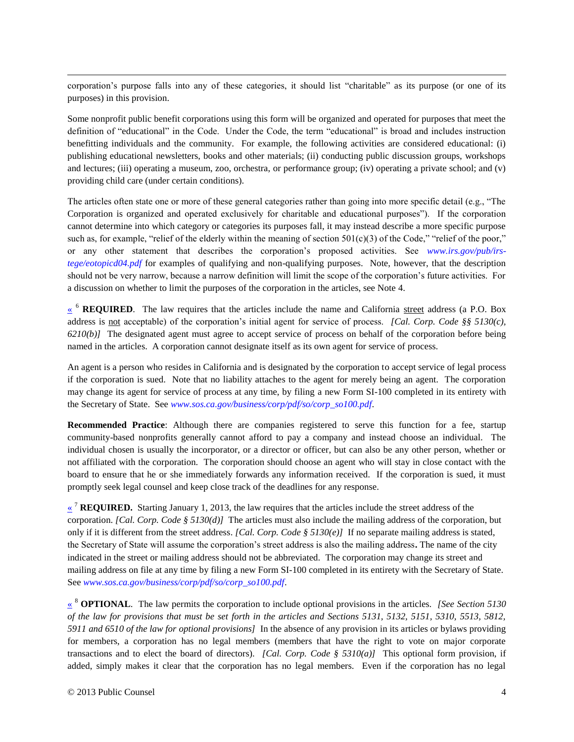corporation's purpose falls into any of these categories, it should list "charitable" as its purpose (or one of its purposes) in this provision.

Some nonprofit public benefit corporations using this form will be organized and operated for purposes that meet the definition of "educational" in the Code. Under the Code, the term "educational" is broad and includes instruction benefitting individuals and the community. For example, the following activities are considered educational: (i) publishing educational newsletters, books and other materials; (ii) conducting public discussion groups, workshops and lectures; (iii) operating a museum, zoo, orchestra, or performance group; (iv) operating a private school; and (v) providing child care (under certain conditions).

The articles often state one or more of these general categories rather than going into more specific detail (e.g., "The Corporation is organized and operated exclusively for charitable and educational purposes"). If the corporation cannot determine into which category or categories its purposes fall, it may instead describe a more specific purpose such as, for example, "relief of the elderly within the meaning of section 501(c)(3) of the Code," "relief of the poor," or any other statement that describes the corporation's proposed activities. See *www.irs.gov/pub/irs-tege/eotopicd04.pdf* for examples of qualifying and non-qualifying purposes. Note, however, that the description should not be very narrow, because a narrow definition will limit the scope of the corporation's future activities. For a discussion on whether to limit the purposes of the corporation in the articles, see Note 4.

« [6] **REQUIRED**. The law requires that the articles include the name and California street address (a P.O. Box address is not acceptable) of the corporation's initial agent for service of process. *[Cal. Corp. Code §§ 5130(c), 6210(b)]* The designated agent must agree to accept service of process on behalf of the corporation before being named in the articles. A corporation cannot designate itself as its own agent for service of process.

An agent is a person who resides in California and is designated by the corporation to accept service of legal process if the corporation is sued. Note that no liability attaches to the agent for merely being an agent. The corporation may change its agent for service of process at any time, by filing a new Form SI-100 completed in its entirety with the Secretary of State. See *www.sos.ca.gov/business/corp/pdf/so/corp_so100.pdf*.

**Recommended Practice**: Although there are companies registered to serve this function for a fee, startup community-based nonprofits generally cannot afford to pay a company and instead choose an individual. The individual chosen is usually the incorporator, or a director or officer, but can also be any other person, whether or not affiliated with the corporation. The corporation should choose an agent who will stay in close contact with the board to ensure that he or she immediately forwards any information received. If the corporation is sued, it must promptly seek legal counsel and keep close track of the deadlines for any response.

« [7] **REQUIRED.** Starting January 1, 2013, the law requires that the articles include the street address of the corporation. *[Cal. Corp. Code § 5130(d)]* The articles must also include the mailing address of the corporation, but only if it is different from the street address. *[Cal. Corp. Code § 5130(e)]* If no separate mailing address is stated, the Secretary of State will assume the corporation's street address is also the mailing address**.** The name of the city indicated in the street or mailing address should not be abbreviated. The corporation may change its street and mailing address on file at any time by filing a new Form SI-100 completed in its entirety with the Secretary of State. See *www.sos.ca.gov/business/corp/pdf/so/corp_so100.pdf*.

« [8] **OPTIONAL**. The law permits the corporation to include optional provisions in the articles. *[See Section 5130 of the law for provisions that must be set forth in the articles and Sections 5131, 5132, 5151, 5310, 5513, 5812, 5911 and 6510 of the law for optional provisions]* In the absence of any provision in its articles or bylaws providing for members, a corporation has no legal members (members that have the right to vote on major corporate transactions and to elect the board of directors). *[Cal. Corp. Code § 5310(a)]* This optional form provision, if added, simply makes it clear that the corporation has no legal members. Even if the corporation has no legal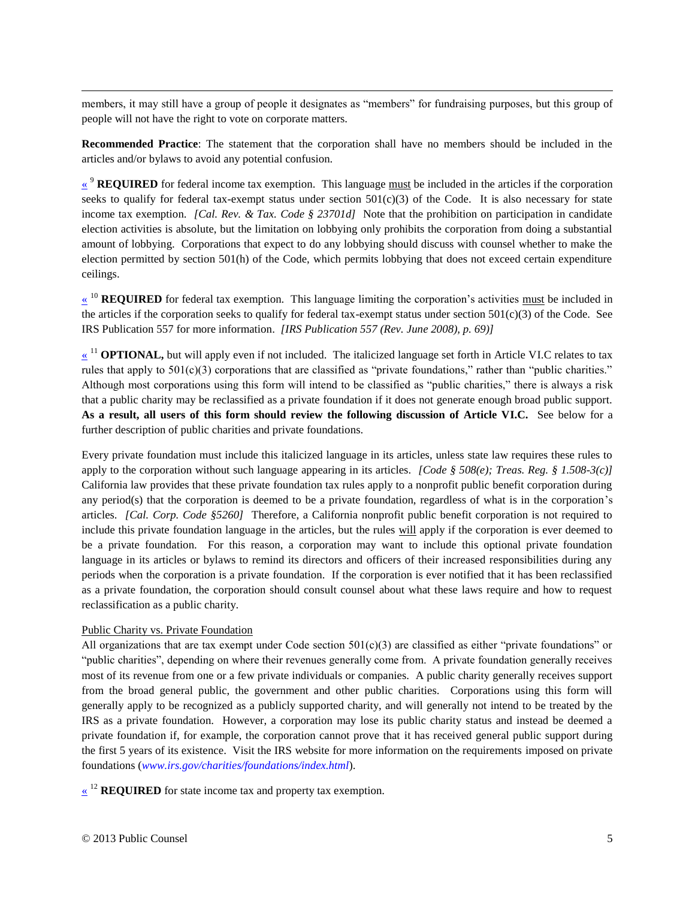members, it may still have a group of people it designates as "members" for fundraising purposes, but this group of people will not have the right to vote on corporate matters.

**Recommended Practice**: The statement that the corporation shall have no members should be included in the articles and/or bylaws to avoid any potential confusion.

« [9] **REQUIRED** for federal income tax exemption. This language must be included in the articles if the corporation seeks to qualify for federal tax-exempt status under section 501(c)(3) of the Code. It is also necessary for state income tax exemption. *[Cal. Rev. & Tax. Code § 23701d]* Note that the prohibition on participation in candidate election activities is absolute, but the limitation on lobbying only prohibits the corporation from doing a substantial amount of lobbying. Corporations that expect to do any lobbying should discuss with counsel whether to make the election permitted by section 501(h) of the Code, which permits lobbying that does not exceed certain expenditure ceilings.

« [10] **REQUIRED** for federal tax exemption. This language limiting the corporation's activities must be included in the articles if the corporation seeks to qualify for federal tax-exempt status under section 501(c)(3) of the Code. See IRS Publication 557 for more information. *[IRS Publication 557 (Rev. June 2008), p. 69)]*

« [11] **OPTIONAL,** but will apply even if not included. The italicized language set forth in Article VI.C relates to tax rules that apply to 501(c)(3) corporations that are classified as "private foundations," rather than "public charities." Although most corporations using this form will intend to be classified as "public charities," there is always a risk that a public charity may be reclassified as a private foundation if it does not generate enough broad public support. **As a result, all users of this form should review the following discussion of Article VI.C.** See below for a further description of public charities and private foundations.

Every private foundation must include this italicized language in its articles, unless state law requires these rules to apply to the corporation without such language appearing in its articles. *[Code § 508(e); Treas. Reg. § 1.508-3(c)]* California law provides that these private foundation tax rules apply to a nonprofit public benefit corporation during any period(s) that the corporation is deemed to be a private foundation, regardless of what is in the corporation's articles. *[Cal. Corp. Code §5260]* Therefore, a California nonprofit public benefit corporation is not required to include this private foundation language in the articles, but the rules will apply if the corporation is ever deemed to be a private foundation. For this reason, a corporation may want to include this optional private foundation language in its articles or bylaws to remind its directors and officers of their increased responsibilities during any periods when the corporation is a private foundation. If the corporation is ever notified that it has been reclassified as a private foundation, the corporation should consult counsel about what these laws require and how to request reclassification as a public charity.

Public Charity vs. Private Foundation

All organizations that are tax exempt under Code section 501(c)(3) are classified as either "private foundations" or "public charities", depending on where their revenues generally come from. A private foundation generally receives most of its revenue from one or a few private individuals or companies. A public charity generally receives support from the broad general public, the government and other public charities. Corporations using this form will generally apply to be recognized as a publicly supported charity, and will generally not intend to be treated by the IRS as a private foundation. However, a corporation may lose its public charity status and instead be deemed a private foundation if, for example, the corporation cannot prove that it has received general public support during the first 5 years of its existence. Visit the IRS website for more information on the requirements imposed on private foundations (*www.irs.gov/charities/foundations/index.html*).

« [12] **REQUIRED** for state income tax and property tax exemption.

© 2013 Public Counsel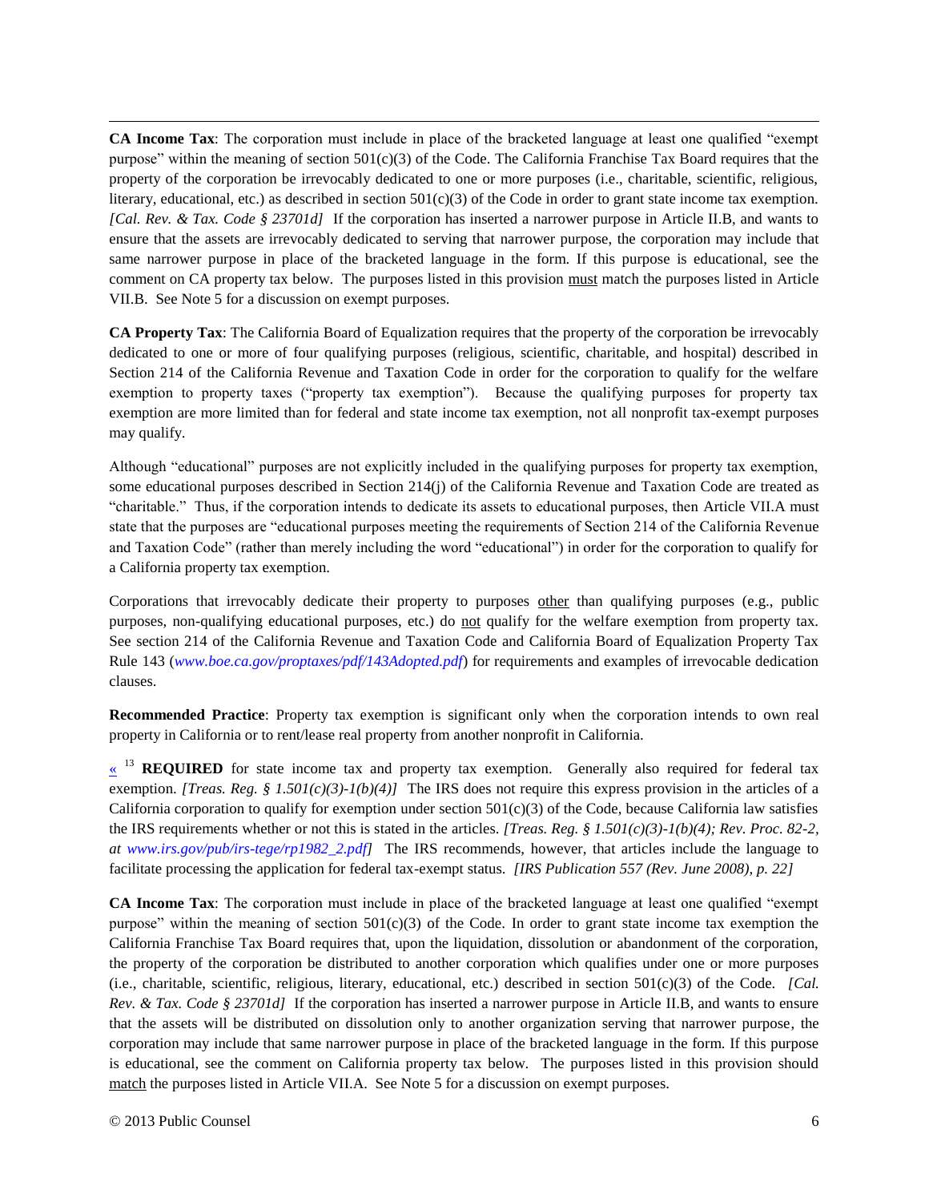**CA Income Tax**: The corporation must include in place of the bracketed language at least one qualified "exempt purpose" within the meaning of section 501(c)(3) of the Code. The California Franchise Tax Board requires that the property of the corporation be irrevocably dedicated to one or more purposes (i.e., charitable, scientific, religious, literary, educational, etc.) as described in section 501(c)(3) of the Code in order to grant state income tax exemption. *[Cal. Rev. & Tax. Code § 23701d]* If the corporation has inserted a narrower purpose in Article II.B, and wants to ensure that the assets are irrevocably dedicated to serving that narrower purpose, the corporation may include that same narrower purpose in place of the bracketed language in the form. If this purpose is educational, see the comment on CA property tax below. The purposes listed in this provision must match the purposes listed in Article VII.B. See Note 5 for a discussion on exempt purposes.

**CA Property Tax**: The California Board of Equalization requires that the property of the corporation be irrevocably dedicated to one or more of four qualifying purposes (religious, scientific, charitable, and hospital) described in Section 214 of the California Revenue and Taxation Code in order for the corporation to qualify for the welfare exemption to property taxes ("property tax exemption"). Because the qualifying purposes for property tax exemption are more limited than for federal and state income tax exemption, not all nonprofit tax-exempt purposes may qualify.

Although "educational" purposes are not explicitly included in the qualifying purposes for property tax exemption, some educational purposes described in Section 214(j) of the California Revenue and Taxation Code are treated as "charitable." Thus, if the corporation intends to dedicate its assets to educational purposes, then Article VII.A must state that the purposes are "educational purposes meeting the requirements of Section 214 of the California Revenue and Taxation Code" (rather than merely including the word "educational") in order for the corporation to qualify for a California property tax exemption.

Corporations that irrevocably dedicate their property to purposes other than qualifying purposes (e.g., public purposes, non-qualifying educational purposes, etc.) do not qualify for the welfare exemption from property tax. See section 214 of the California Revenue and Taxation Code and California Board of Equalization Property Tax Rule 143 (*www.boe.ca.gov/proptaxes/pdf/143Adopted.pdf*) for requirements and examples of irrevocable dedication clauses.

**Recommended Practice**: Property tax exemption is significant only when the corporation intends to own real property in California or to rent/lease real property from another nonprofit in California.

« [13] **REQUIRED** for state income tax and property tax exemption. Generally also required for federal tax exemption. *[Treas. Reg. § 1.501(c)(3)-1(b)(4)]* The IRS does not require this express provision in the articles of a California corporation to qualify for exemption under section 501(c)(3) of the Code, because California law satisfies the IRS requirements whether or not this is stated in the articles. *[Treas. Reg. § 1.501(c)(3)-1(b)(4); Rev. Proc. 82-2, at www.irs.gov/pub/irs-tege/rp1982_2.pdf]* The IRS recommends, however, that articles include the language to facilitate processing the application for federal tax-exempt status. *[IRS Publication 557 (Rev. June 2008), p. 22]*

**CA Income Tax**: The corporation must include in place of the bracketed language at least one qualified "exempt purpose" within the meaning of section 501(c)(3) of the Code. In order to grant state income tax exemption the California Franchise Tax Board requires that, upon the liquidation, dissolution or abandonment of the corporation, the property of the corporation be distributed to another corporation which qualifies under one or more purposes (i.e., charitable, scientific, religious, literary, educational, etc.) described in section 501(c)(3) of the Code. *[Cal. Rev. & Tax. Code § 23701d]* If the corporation has inserted a narrower purpose in Article II.B, and wants to ensure that the assets will be distributed on dissolution only to another organization serving that narrower purpose, the corporation may include that same narrower purpose in place of the bracketed language in the form. If this purpose is educational, see the comment on California property tax below. The purposes listed in this provision should match the purposes listed in Article VII.A. See Note 5 for a discussion on exempt purposes.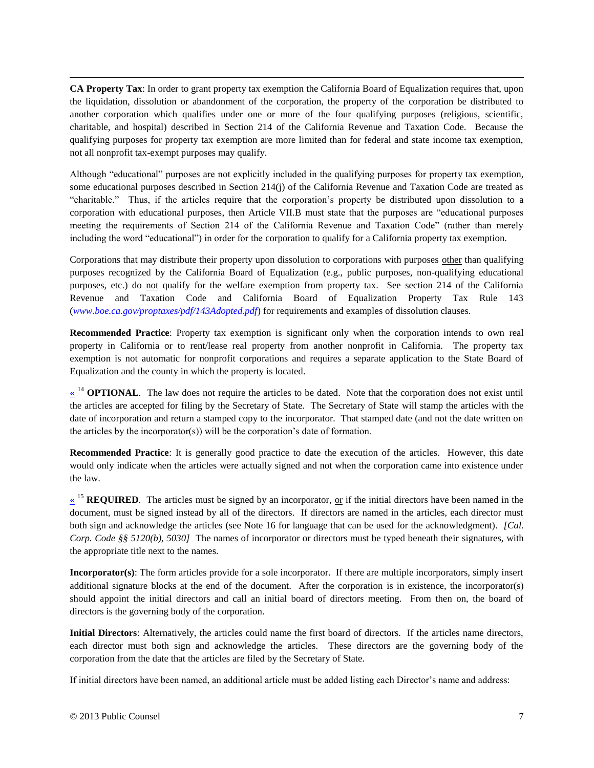**CA Property Tax**: In order to grant property tax exemption the California Board of Equalization requires that, upon the liquidation, dissolution or abandonment of the corporation, the property of the corporation be distributed to another corporation which qualifies under one or more of the four qualifying purposes (religious, scientific, charitable, and hospital) described in Section 214 of the California Revenue and Taxation Code. Because the qualifying purposes for property tax exemption are more limited than for federal and state income tax exemption, not all nonprofit tax-exempt purposes may qualify.

Although "educational" purposes are not explicitly included in the qualifying purposes for property tax exemption, some educational purposes described in Section 214(j) of the California Revenue and Taxation Code are treated as "charitable." Thus, if the articles require that the corporation's property be distributed upon dissolution to a corporation with educational purposes, then Article VII.B must state that the purposes are "educational purposes meeting the requirements of Section 214 of the California Revenue and Taxation Code" (rather than merely including the word "educational") in order for the corporation to qualify for a California property tax exemption.

Corporations that may distribute their property upon dissolution to corporations with purposes other than qualifying purposes recognized by the California Board of Equalization (e.g., public purposes, non-qualifying educational purposes, etc.) do not qualify for the welfare exemption from property tax. See section 214 of the California Revenue and Taxation Code and California Board of Equalization Property Tax Rule 143 (*www.boe.ca.gov/proptaxes/pdf/143Adopted.pdf*) for requirements and examples of dissolution clauses.

**Recommended Practice**: Property tax exemption is significant only when the corporation intends to own real property in California or to rent/lease real property from another nonprofit in California. The property tax exemption is not automatic for nonprofit corporations and requires a separate application to the State Board of Equalization and the county in which the property is located.

« [14] **OPTIONAL**. The law does not require the articles to be dated. Note that the corporation does not exist until the articles are accepted for filing by the Secretary of State. The Secretary of State will stamp the articles with the date of incorporation and return a stamped copy to the incorporator. That stamped date (and not the date written on the articles by the incorporator(s)) will be the corporation's date of formation.

**Recommended Practice**: It is generally good practice to date the execution of the articles. However, this date would only indicate when the articles were actually signed and not when the corporation came into existence under the law.

« [15] **REQUIRED**. The articles must be signed by an incorporator, or if the initial directors have been named in the document, must be signed instead by all of the directors. If directors are named in the articles, each director must both sign and acknowledge the articles (see Note 16 for language that can be used for the acknowledgment). *[Cal. Corp. Code §§ 5120(b), 5030]* The names of incorporator or directors must be typed beneath their signatures, with the appropriate title next to the names.

**Incorporator(s)**: The form articles provide for a sole incorporator. If there are multiple incorporators, simply insert additional signature blocks at the end of the document. After the corporation is in existence, the incorporator(s) should appoint the initial directors and call an initial board of directors meeting. From then on, the board of directors is the governing body of the corporation.

**Initial Directors**: Alternatively, the articles could name the first board of directors. If the articles name directors, each director must both sign and acknowledge the articles. These directors are the governing body of the corporation from the date that the articles are filed by the Secretary of State.

If initial directors have been named, an additional article must be added listing each Director's name and address: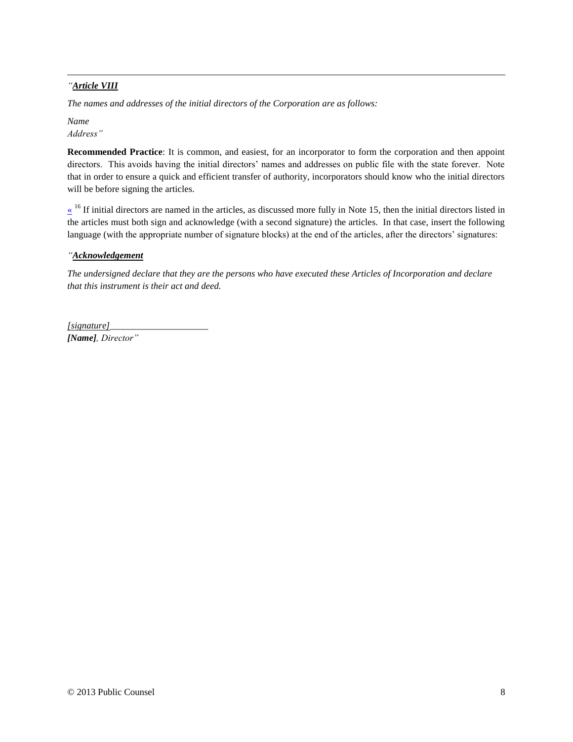---

*"**Article VIII***

*The names and addresses of the initial directors of the Corporation are as follows:*

*Name*
*Address"*

**Recommended Practice**: It is common, and easiest, for an incorporator to form the corporation and then appoint directors. This avoids having the initial directors' names and addresses on public file with the state forever. Note that in order to ensure a quick and efficient transfer of authority, incorporators should know who the initial directors will be before signing the articles.

« [16] If initial directors are named in the articles, as discussed more fully in Note 15, then the initial directors listed in the articles must both sign and acknowledge (with a second signature) the articles. In that case, insert the following language (with the appropriate number of signature blocks) at the end of the articles, after the directors' signatures:

*"**Acknowledgement***

*The undersigned declare that they are the persons who have executed these Articles of Incorporation and declare that this instrument is their act and deed.*

*[signature]\_\_\_\_\_\_\_\_\_\_\_\_\_\_\_\_\_\_\_\_\_*
***[Name]**, Director"*

© 2013 Public Counsel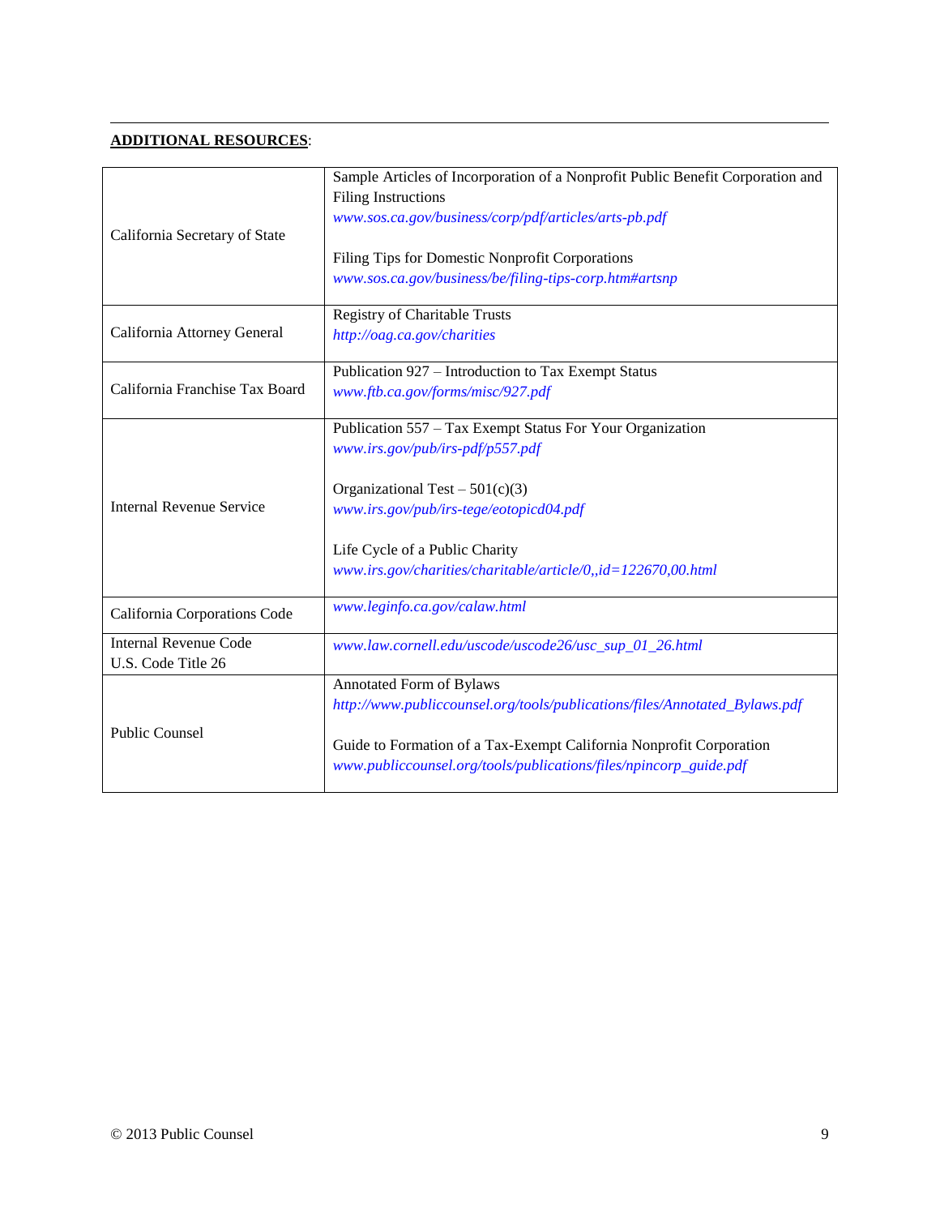**ADDITIONAL RESOURCES**:

| | |
|---|---|
| California Secretary of State | Sample Articles of Incorporation of a Nonprofit Public Benefit Corporation and Filing Instructions<br>*www.sos.ca.gov/business/corp/pdf/articles/arts-pb.pdf*<br><br>Filing Tips for Domestic Nonprofit Corporations<br>*www.sos.ca.gov/business/be/filing-tips-corp.htm#artsnp* |
| California Attorney General | Registry of Charitable Trusts<br>*http://oag.ca.gov/charities* |
| California Franchise Tax Board | Publication 927 – Introduction to Tax Exempt Status<br>*www.ftb.ca.gov/forms/misc/927.pdf* |
| Internal Revenue Service | Publication 557 – Tax Exempt Status For Your Organization<br>*www.irs.gov/pub/irs-pdf/p557.pdf*<br><br>Organizational Test – 501(c)(3)<br>*www.irs.gov/pub/irs-tege/eotopicd04.pdf*<br><br>Life Cycle of a Public Charity<br>*www.irs.gov/charities/charitable/article/0,,id=122670,00.html* |
| California Corporations Code | *www.leginfo.ca.gov/calaw.html* |
| Internal Revenue Code<br>U.S. Code Title 26 | *www.law.cornell.edu/uscode/uscode26/usc_sup_01_26.html* |
| Public Counsel | Annotated Form of Bylaws<br>*http://www.publiccounsel.org/tools/publications/files/Annotated_Bylaws.pdf*<br><br>Guide to Formation of a Tax-Exempt California Nonprofit Corporation<br>*www.publiccounsel.org/tools/publications/files/npincorp_guide.pdf* |

© 2013 Public Counsel